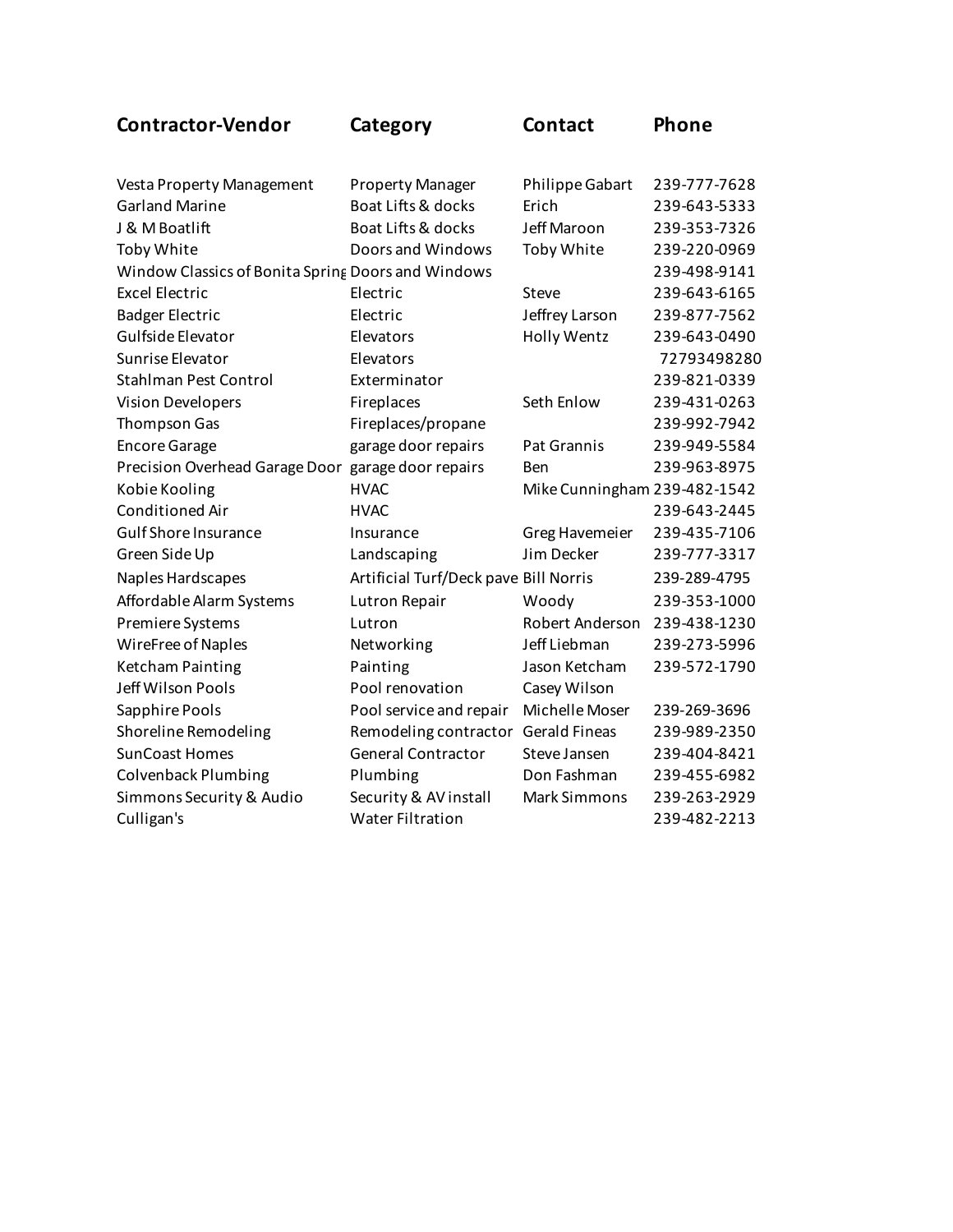| Contractor-Vendor | Category | Contact | Phone |
|---|---|---|---|
| Vesta Property Management | Property Manager | Philippe Gabart | 239-777-7628 |
| Garland Marine | Boat Lifts & docks | Erich | 239-643-5333 |
| J & M Boatlift | Boat Lifts & docks | Jeff Maroon | 239-353-7326 |
| Toby White | Doors and Windows | Toby White | 239-220-0969 |
| Window Classics of Bonita Spring | Doors and Windows | | 239-498-9141 |
| Excel Electric | Electric | Steve | 239-643-6165 |
| Badger Electric | Electric | Jeffrey Larson | 239-877-7562 |
| Gulfside Elevator | Elevators | Holly Wentz | 239-643-0490 |
| Sunrise Elevator | Elevators | | 72793498280 |
| Stahlman Pest Control | Exterminator | | 239-821-0339 |
| Vision Developers | Fireplaces | Seth Enlow | 239-431-0263 |
| Thompson Gas | Fireplaces/propane | | 239-992-7942 |
| Encore Garage | garage door repairs | Pat Grannis | 239-949-5584 |
| Precision Overhead Garage Door | garage door repairs | Ben | 239-963-8975 |
| Kobie Kooling | HVAC | Mike Cunningham | 239-482-1542 |
| Conditioned Air | HVAC | | 239-643-2445 |
| Gulf Shore Insurance | Insurance | Greg Havemeier | 239-435-7106 |
| Green Side Up | Landscaping | Jim Decker | 239-777-3317 |
| Naples Hardscapes | Artificial Turf/Deck pave | Bill Norris | 239-289-4795 |
| Affordable Alarm Systems | Lutron Repair | Woody | 239-353-1000 |
| Premiere Systems | Lutron | Robert Anderson | 239-438-1230 |
| WireFree of Naples | Networking | Jeff Liebman | 239-273-5996 |
| Ketcham Painting | Painting | Jason Ketcham | 239-572-1790 |
| Jeff Wilson Pools | Pool renovation | Casey Wilson | |
| Sapphire Pools | Pool service and repair | Michelle Moser | 239-269-3696 |
| Shoreline Remodeling | Remodeling contractor | Gerald Fineas | 239-989-2350 |
| SunCoast Homes | General Contractor | Steve Jansen | 239-404-8421 |
| Colvenback Plumbing | Plumbing | Don Fashman | 239-455-6982 |
| Simmons Security & Audio | Security & AV install | Mark Simmons | 239-263-2929 |
| Culligan's | Water Filtration | | 239-482-2213 |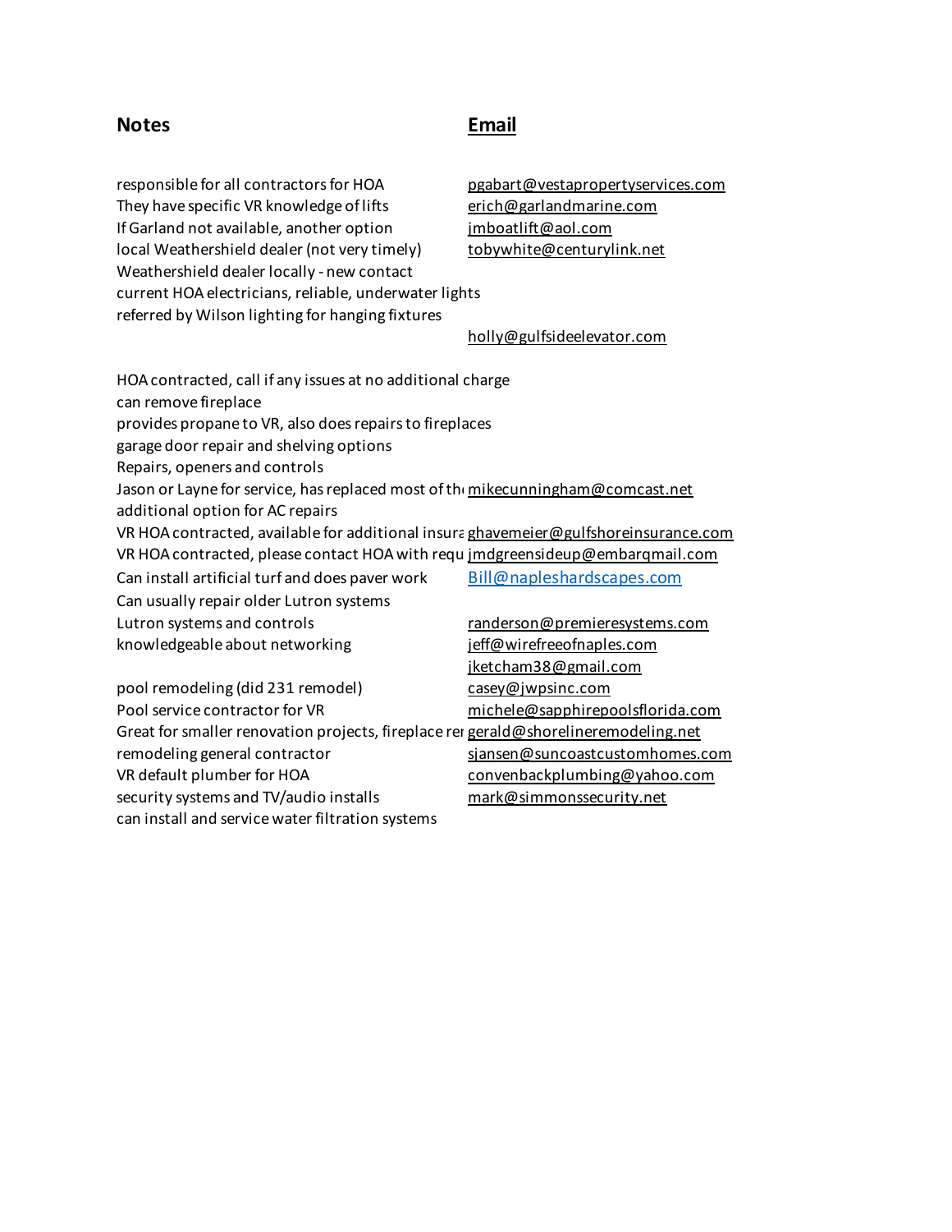| Notes | Email |
|---|---|
| responsible for all contractors for HOA | pgabart@vestapropertyservices.com |
| They have specific VR knowledge of lifts | erich@garlandmarine.com |
| If Garland not available, another option | jmboatlift@aol.com |
| local Weathershield dealer (not very timely) | tobywhite@centurylink.net |
| Weathershield dealer locally - new contact | |
| current HOA electricians, reliable, underwater lights | |
| referred by Wilson lighting for hanging fixtures | |
| | holly@gulfsideelevator.com |
| | |
| HOA contracted, call if any issues at no additional charge | |
| can remove fireplace | |
| provides propane to VR, also does repairs to fireplaces | |
| garage door repair and shelving options | |
| Repairs, openers and controls | |
| Jason or Layne for service, has replaced most of th | mikecunningham@comcast.net |
| additional option for AC repairs | |
| VR HOA contracted, available for additional insura | ghavemeier@gulfshoreinsurance.com |
| VR HOA contracted, please contact HOA with requ | jmdgreensideup@embarqmail.com |
| Can install artificial turf and does paver work | Bill@napleshardscapes.com |
| Can usually repair older Lutron systems | |
| Lutron systems and controls | randerson@premieresystems.com |
| knowledgeable about networking | jeff@wirefreeofnaples.com |
| | jketcham38@gmail.com |
| pool remodeling (did 231 remodel) | casey@jwpsinc.com |
| Pool service contractor for VR | michele@sapphirepoolsflorida.com |
| Great for smaller renovation projects, fireplace rer | gerald@shorelineremodeling.net |
| remodeling general contractor | sjansen@suncoastcustomhomes.com |
| VR default plumber for HOA | convenbackplumbing@yahoo.com |
| security systems and TV/audio installs | mark@simmonssecurity.net |
| can install and service water filtration systems | |